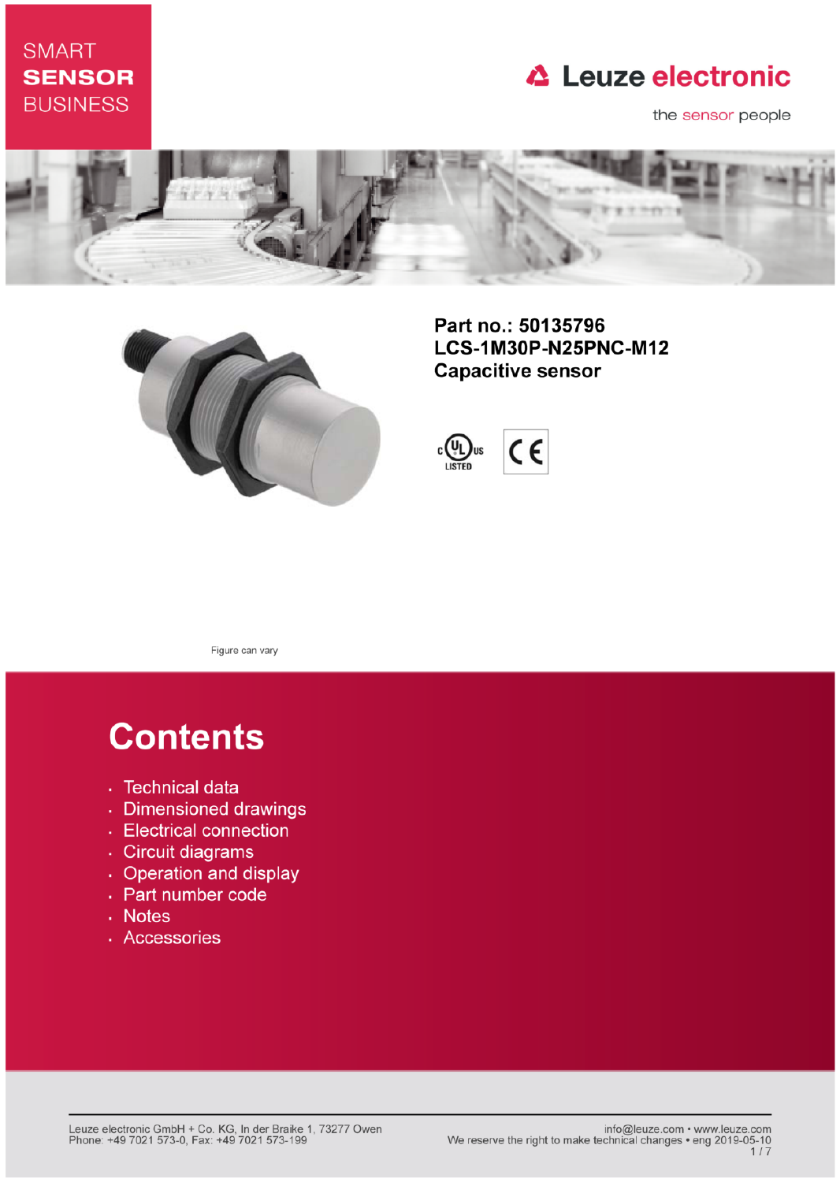SMART
**SENSOR**
BUSINESS

Leuze electronic

the sensor people

**Part no.: 50135796**
**LCS-1M30P-N25PNC-M12**
**Capacitive sensor**

Figure can vary

# Contents

- Technical data
- Dimensioned drawings
- Electrical connection
- Circuit diagrams
- Operation and display
- Part number code
- Notes
- Accessories

Leuze electronic GmbH + Co. KG, In der Braike 1, 73277 Owen
Phone: +49 7021 573-0, Fax: +49 7021 573-199

info@leuze.com • www.leuze.com
We reserve the right to make technical changes • eng 2019-05-10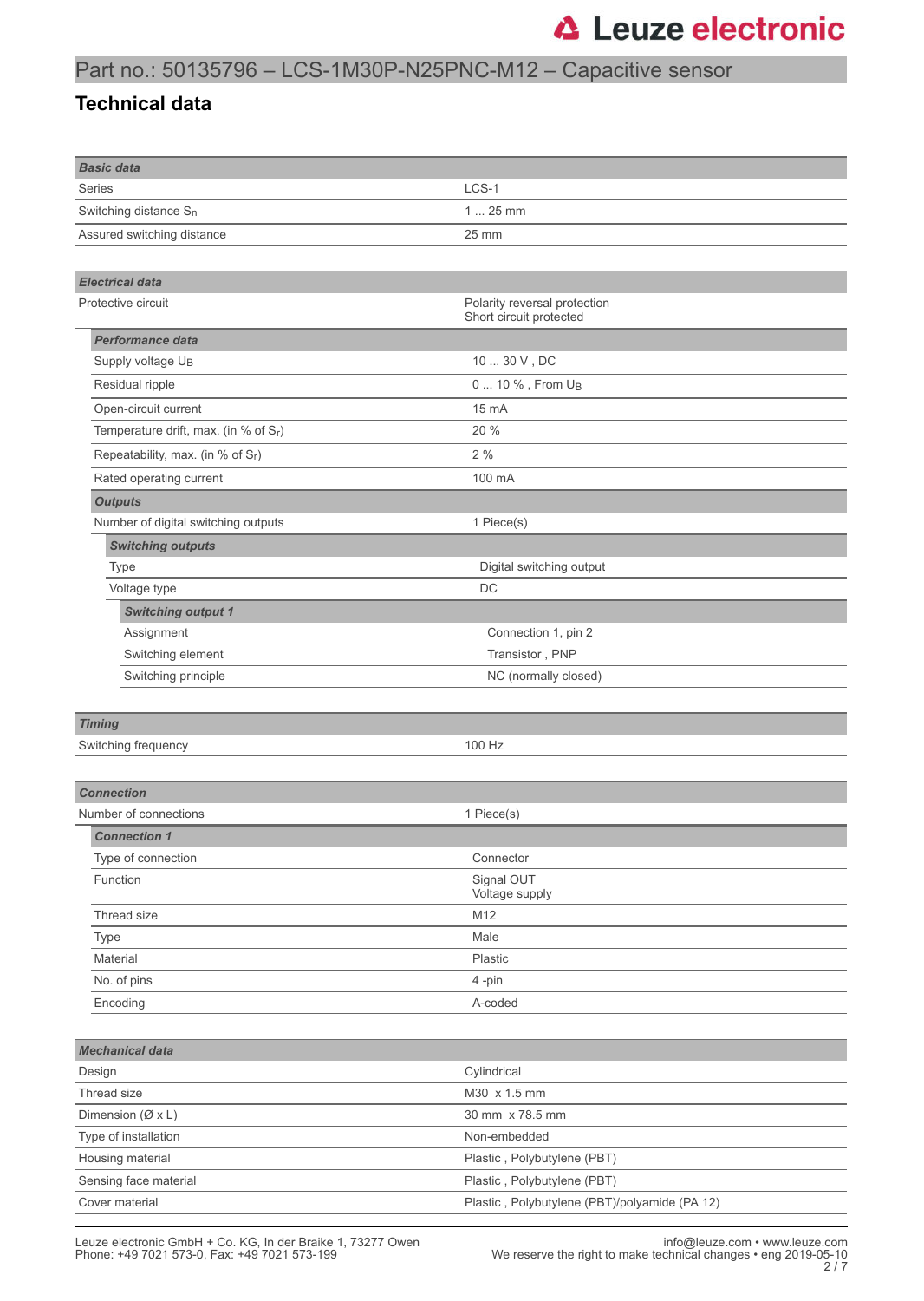# Part no.: 50135796 – LCS-1M30P-N25PNC-M12 – Capacitive sensor

## Technical data

| **Basic data** | |
|---|---|
| Series | LCS-1 |
| Switching distance $S_n$ | 1 ... 25 mm |
| Assured switching distance | 25 mm |

| **Electrical data** | |
|---|---|
| Protective circuit | Polarity reversal protection<br>Short circuit protected |
| ***Performance data*** | |
| Supply voltage $U_B$ | 10 ... 30 V , DC |
| Residual ripple | 0 ... 10 % , From $U_B$ |
| Open-circuit current | 15 mA |
| Temperature drift, max. (in % of $S_r$) | 20 % |
| Repeatability, max. (in % of $S_r$) | 2 % |
| Rated operating current | 100 mA |
| ***Outputs*** | |
| Number of digital switching outputs | 1 Piece(s) |
| ***Switching outputs*** | |
| Type | Digital switching output |
| Voltage type | DC |
| ***Switching output 1*** | |
| Assignment | Connection 1, pin 2 |
| Switching element | Transistor , PNP |
| Switching principle | NC (normally closed) |

| **Timing** | |
|---|---|
| Switching frequency | 100 Hz |

| **Connection** | |
|---|---|
| Number of connections | 1 Piece(s) |
| ***Connection 1*** | |
| Type of connection | Connector |
| Function | Signal OUT<br>Voltage supply |
| Thread size | M12 |
| Type | Male |
| Material | Plastic |
| No. of pins | 4 -pin |
| Encoding | A-coded |

| **Mechanical data** | |
|---|---|
| Design | Cylindrical |
| Thread size | M30 x 1.5 mm |
| Dimension (Ø x L) | 30 mm x 78.5 mm |
| Type of installation | Non-embedded |
| Housing material | Plastic , Polybutylene (PBT) |
| Sensing face material | Plastic , Polybutylene (PBT) |
| Cover material | Plastic , Polybutylene (PBT)/polyamide (PA 12) |

Leuze electronic GmbH + Co. KG, In der Braike 1, 73277 Owen
Phone: +49 7021 573-0, Fax: +49 7021 573-199

info@leuze.com • www.leuze.com
We reserve the right to make technical changes • eng 2019-05-10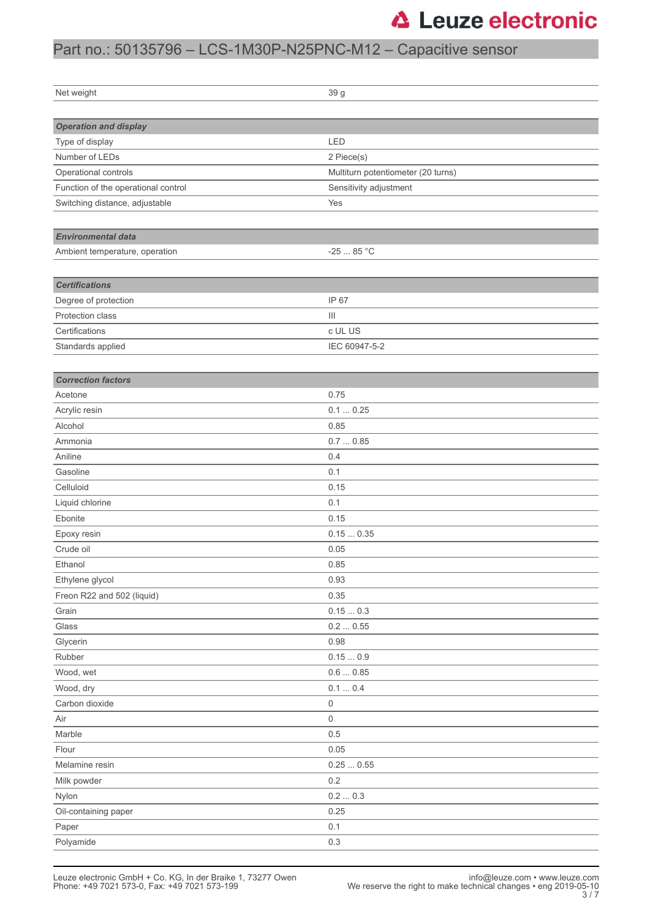# Part no.: 50135796 – LCS-1M30P-N25PNC-M12 – Capacitive sensor

| | |
|---|---|
| Net weight | 39 g |

| ***Operation and display*** | |
|---|---|
| Type of display | LED |
| Number of LEDs | 2 Piece(s) |
| Operational controls | Multiturn potentiometer (20 turns) |
| Function of the operational control | Sensitivity adjustment |
| Switching distance, adjustable | Yes |

| ***Environmental data*** | |
|---|---|
| Ambient temperature, operation | -25 ... 85 °C |

| ***Certifications*** | |
|---|---|
| Degree of protection | IP 67 |
| Protection class | III |
| Certifications | c UL US |
| Standards applied | IEC 60947-5-2 |

| ***Correction factors*** | |
|---|---|
| Acetone | 0.75 |
| Acrylic resin | 0.1 ... 0.25 |
| Alcohol | 0.85 |
| Ammonia | 0.7 ... 0.85 |
| Aniline | 0.4 |
| Gasoline | 0.1 |
| Celluloid | 0.15 |
| Liquid chlorine | 0.1 |
| Ebonite | 0.15 |
| Epoxy resin | 0.15 ... 0.35 |
| Crude oil | 0.05 |
| Ethanol | 0.85 |
| Ethylene glycol | 0.93 |
| Freon R22 and 502 (liquid) | 0.35 |
| Grain | 0.15 ... 0.3 |
| Glass | 0.2 ... 0.55 |
| Glycerin | 0.98 |
| Rubber | 0.15 ... 0.9 |
| Wood, wet | 0.6 ... 0.85 |
| Wood, dry | 0.1 ... 0.4 |
| Carbon dioxide | 0 |
| Air | 0 |
| Marble | 0.5 |
| Flour | 0.05 |
| Melamine resin | 0.25 ... 0.55 |
| Milk powder | 0.2 |
| Nylon | 0.2 ... 0.3 |
| Oil-containing paper | 0.25 |
| Paper | 0.1 |
| Polyamide | 0.3 |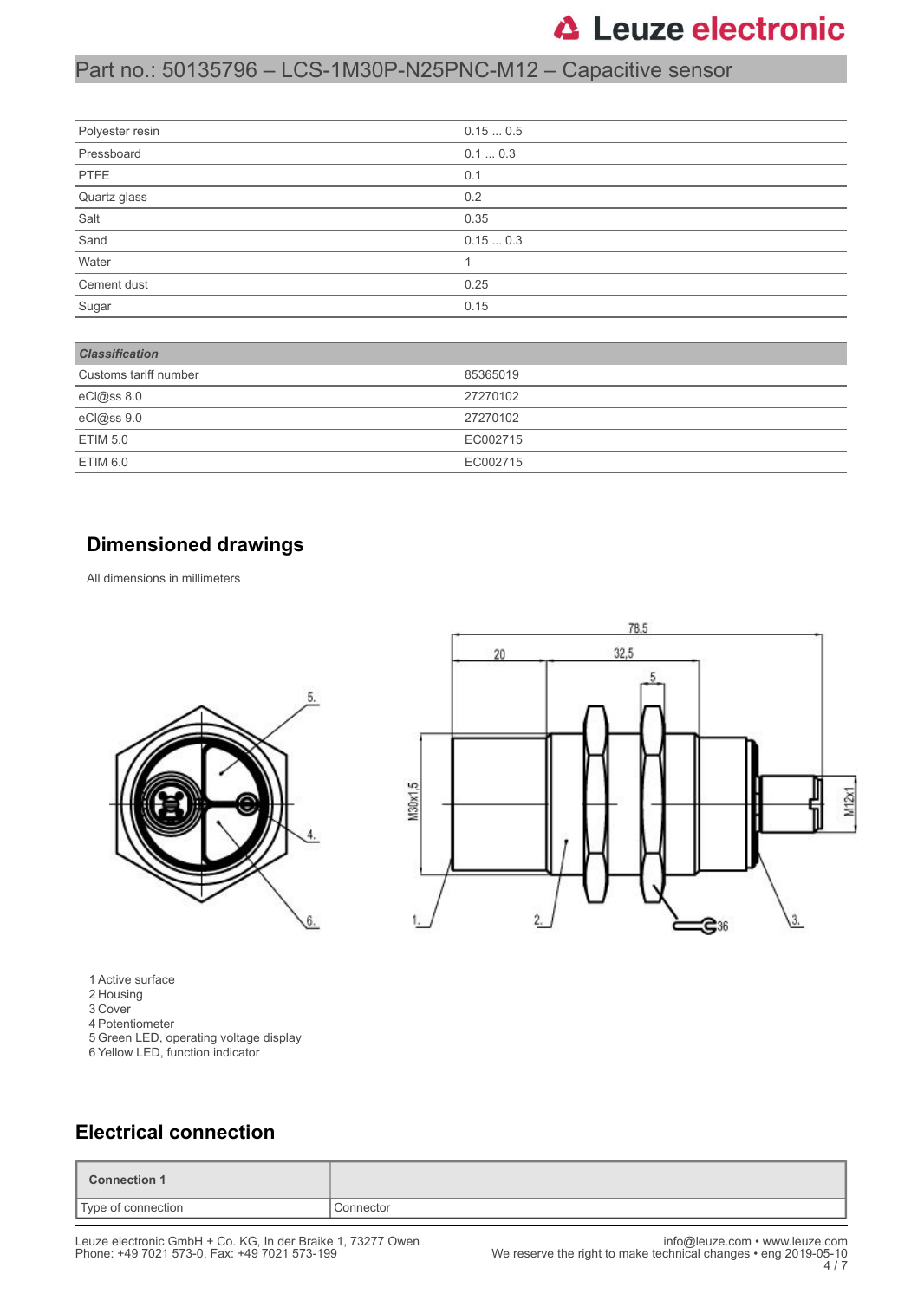| | |
|---|---|
| Polyester resin | 0.15 ... 0.5 |
| Pressboard | 0.1 ... 0.3 |
| PTFE | 0.1 |
| Quartz glass | 0.2 |
| Salt | 0.35 |
| Sand | 0.15 ... 0.3 |
| Water | 1 |
| Cement dust | 0.25 |
| Sugar | 0.15 |

| ***Classification*** | |
|---|---|
| Customs tariff number | 85365019 |
| eCl@ss 8.0 | 27270102 |
| eCl@ss 9.0 | 27270102 |
| ETIM 5.0 | EC002715 |
| ETIM 6.0 | EC002715 |

## Dimensioned drawings

All dimensions in millimeters

1 Active surface
2 Housing
3 Cover
4 Potentiometer
5 Green LED, operating voltage display
6 Yellow LED, function indicator

## Electrical connection

| **Connection 1** | |
|---|---|
| Type of connection | Connector |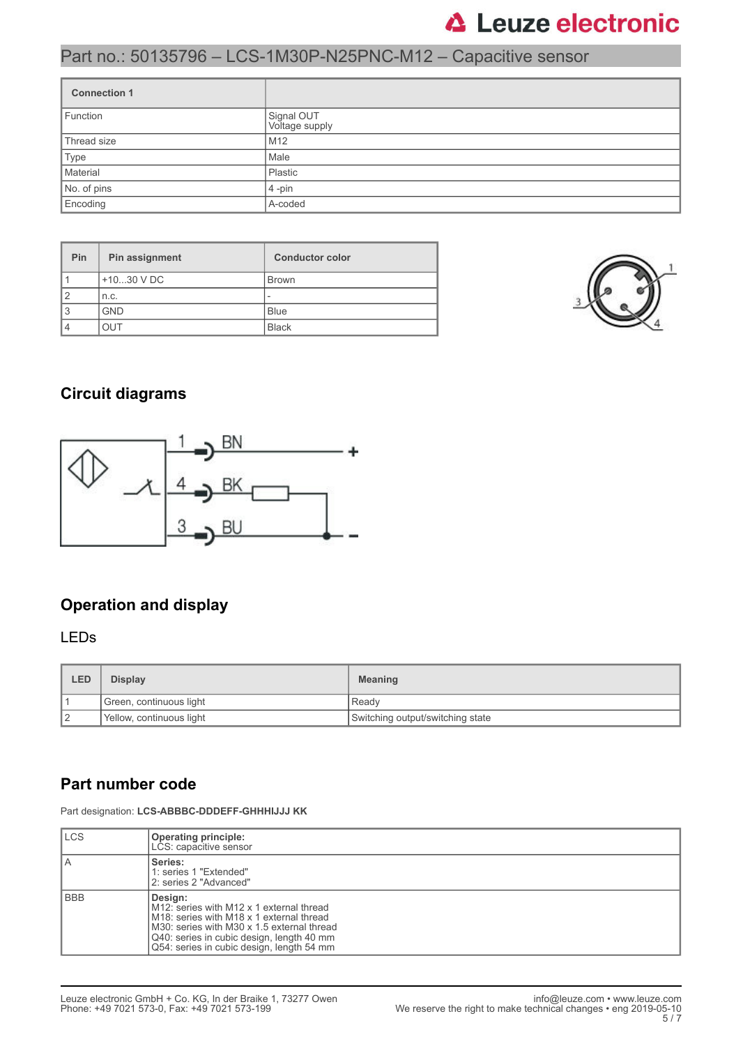# Part no.: 50135796 – LCS-1M30P-N25PNC-M12 – Capacitive sensor

| Connection 1 | |
|---|---|
| Function | Signal OUT<br>Voltage supply |
| Thread size | M12 |
| Type | Male |
| Material | Plastic |
| No. of pins | 4 -pin |
| Encoding | A-coded |

| Pin | Pin assignment | Conductor color |
|---|---|---|
| 1 | +10...30 V DC | Brown |
| 2 | n.c. | - |
| 3 | GND | Blue |
| 4 | OUT | Black |

## Circuit diagrams

## Operation and display

### LEDs

| LED | Display | Meaning |
|---|---|---|
| 1 | Green, continuous light | Ready |
| 2 | Yellow, continuous light | Switching output/switching state |

## Part number code

Part designation: **LCS-ABBBC-DDDEFF-GHHHIJJJ KK**

| | |
|---|---|
| LCS | **Operating principle:**<br>LCS: capacitive sensor |
| A | **Series:**<br>1: series 1 "Extended"<br>2: series 2 "Advanced" |
| BBB | **Design:**<br>M12: series with M12 x 1 external thread<br>M18: series with M18 x 1 external thread<br>M30: series with M30 x 1.5 external thread<br>Q40: series in cubic design, length 40 mm<br>Q54: series in cubic design, length 54 mm |

Leuze electronic GmbH + Co. KG, In der Braike 1, 73277 Owen
Phone: +49 7021 573-0, Fax: +49 7021 573-199

info@leuze.com • www.leuze.com
We reserve the right to make technical changes • eng 2019-05-10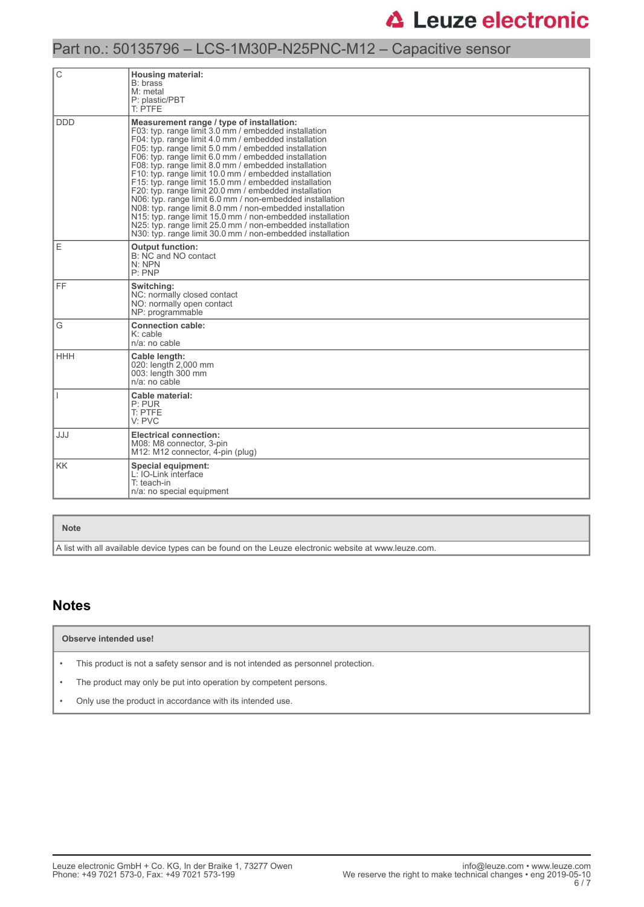Part no.: 50135796 – LCS-1M30P-N25PNC-M12 – Capacitive sensor

| | |
|---|---|
| C | **Housing material:**<br>B: brass<br>M: metal<br>P: plastic/PBT<br>T: PTFE |
| DDD | **Measurement range / type of installation:**<br>F03: typ. range limit 3.0 mm / embedded installation<br>F04: typ. range limit 4.0 mm / embedded installation<br>F05: typ. range limit 5.0 mm / embedded installation<br>F06: typ. range limit 6.0 mm / embedded installation<br>F08: typ. range limit 8.0 mm / embedded installation<br>F10: typ. range limit 10.0 mm / embedded installation<br>F15: typ. range limit 15.0 mm / embedded installation<br>F20: typ. range limit 20.0 mm / embedded installation<br>N06: typ. range limit 6.0 mm / non-embedded installation<br>N08: typ. range limit 8.0 mm / non-embedded installation<br>N15: typ. range limit 15.0 mm / non-embedded installation<br>N25: typ. range limit 25.0 mm / non-embedded installation<br>N30: typ. range limit 30.0 mm / non-embedded installation |
| E | **Output function:**<br>B: NC and NO contact<br>N: NPN<br>P: PNP |
| FF | **Switching:**<br>NC: normally closed contact<br>NO: normally open contact<br>NP: programmable |
| G | **Connection cable:**<br>K: cable<br>n/a: no cable |
| HHH | **Cable length:**<br>020: length 2,000 mm<br>003: length 300 mm<br>n/a: no cable |
| I | **Cable material:**<br>P: PUR<br>T: PTFE<br>V: PVC |
| JJJ | **Electrical connection:**<br>M08: M8 connector, 3-pin<br>M12: M12 connector, 4-pin (plug) |
| KK | **Special equipment:**<br>L: IO-Link interface<br>T: teach-in<br>n/a: no special equipment |

| Note |
|---|
| A list with all available device types can be found on the Leuze electronic website at www.leuze.com. |

## Notes

| Observe intended use! |
|---|
| • This product is not a safety sensor and is not intended as personnel protection.<br>• The product may only be put into operation by competent persons.<br>• Only use the product in accordance with its intended use. |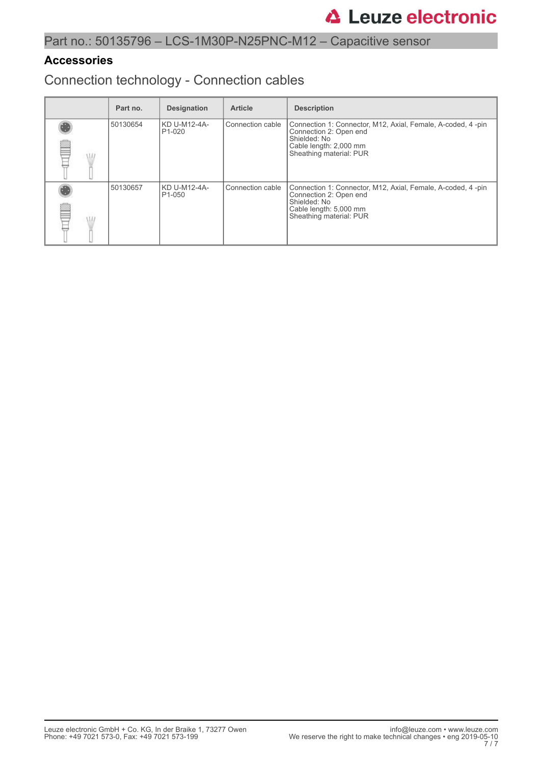Part no.: 50135796 – LCS-1M30P-N25PNC-M12 – Capacitive sensor

## Accessories

### Connection technology - Connection cables

| | Part no. | Designation | Article | Description |
|---|---|---|---|---|
| | 50130654 | KD U-M12-4A-P1-020 | Connection cable | Connection 1: Connector, M12, Axial, Female, A-coded, 4 -pin<br>Connection 2: Open end<br>Shielded: No<br>Cable length: 2,000 mm<br>Sheathing material: PUR |
| | 50130657 | KD U-M12-4A-P1-050 | Connection cable | Connection 1: Connector, M12, Axial, Female, A-coded, 4 -pin<br>Connection 2: Open end<br>Shielded: No<br>Cable length: 5,000 mm<br>Sheathing material: PUR |

Leuze electronic GmbH + Co. KG, In der Braike 1, 73277 Owen
Phone: +49 7021 573-0, Fax: +49 7021 573-199

info@leuze.com • www.leuze.com
We reserve the right to make technical changes • eng 2019-05-10